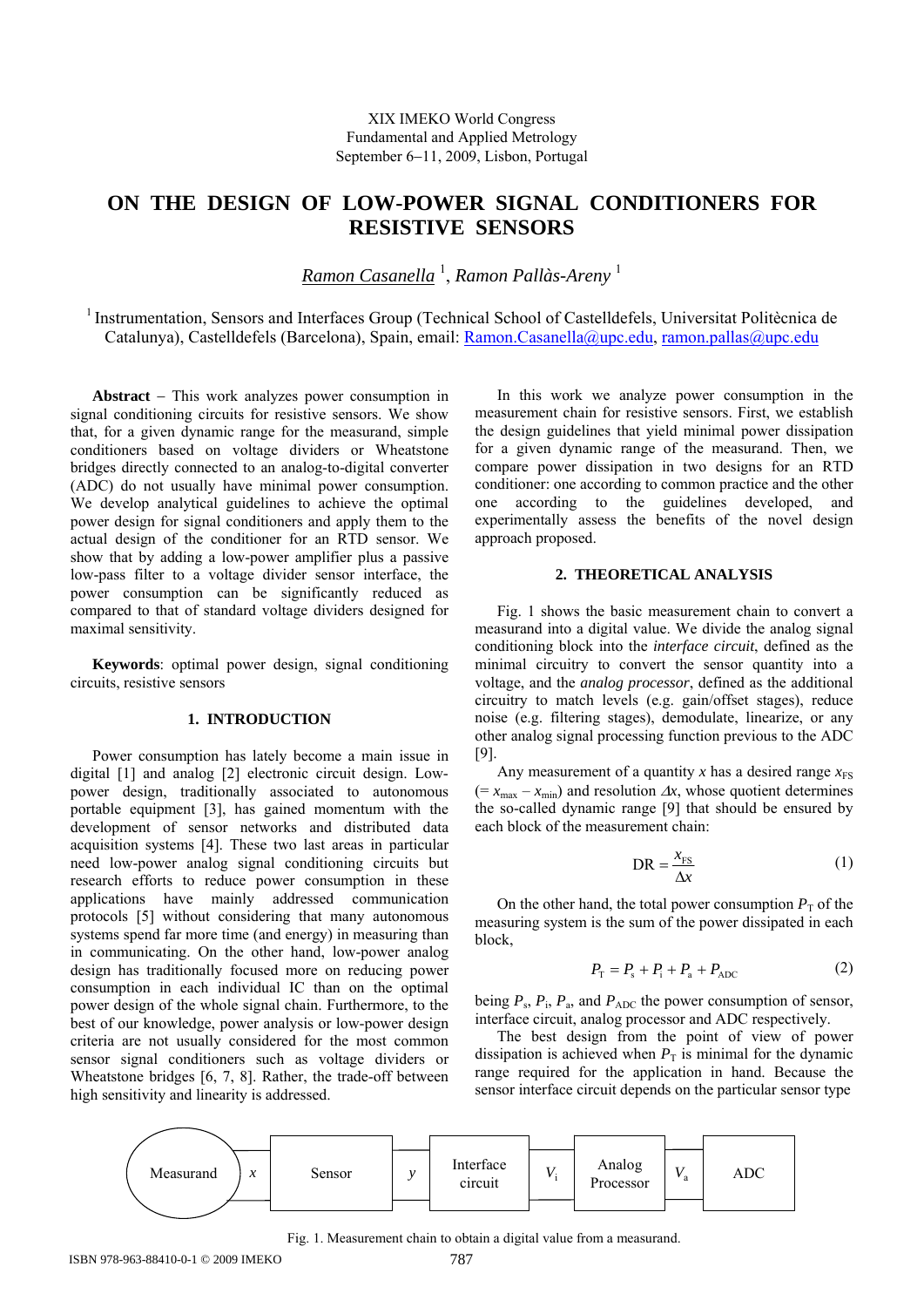XIX IMEKO World Congress
Fundamental and Applied Metrology
September 6−11, 2009, Lisbon, Portugal

# ON THE DESIGN OF LOW-POWER SIGNAL CONDITIONERS FOR RESISTIVE SENSORS

*Ramon Casanella* [1], *Ramon Pallàs-Areny* [1]

[1] Instrumentation, Sensors and Interfaces Group (Technical School of Castelldefels, Universitat Politècnica de Catalunya), Castelldefels (Barcelona), Spain, email: Ramon.Casanella@upc.edu, ramon.pallas@upc.edu

**Abstract** – This work analyzes power consumption in signal conditioning circuits for resistive sensors. We show that, for a given dynamic range for the measurand, simple conditioners based on voltage dividers or Wheatstone bridges directly connected to an analog-to-digital converter (ADC) do not usually have minimal power consumption. We develop analytical guidelines to achieve the optimal power design for signal conditioners and apply them to the actual design of the conditioner for an RTD sensor. We show that by adding a low-power amplifier plus a passive low-pass filter to a voltage divider sensor interface, the power consumption can be significantly reduced as compared to that of standard voltage dividers designed for maximal sensitivity.

**Keywords**: optimal power design, signal conditioning circuits, resistive sensors

## 1. INTRODUCTION

Power consumption has lately become a main issue in digital [1] and analog [2] electronic circuit design. Low-power design, traditionally associated to autonomous portable equipment [3], has gained momentum with the development of sensor networks and distributed data acquisition systems [4]. These two last areas in particular need low-power analog signal conditioning circuits but research efforts to reduce power consumption in these applications have mainly addressed communication protocols [5] without considering that many autonomous systems spend far more time (and energy) in measuring than in communicating. On the other hand, low-power analog design has traditionally focused more on reducing power consumption in each individual IC than on the optimal power design of the whole signal chain. Furthermore, to the best of our knowledge, power analysis or low-power design criteria are not usually considered for the most common sensor signal conditioners such as voltage dividers or Wheatstone bridges [6, 7, 8]. Rather, the trade-off between high sensitivity and linearity is addressed.

In this work we analyze power consumption in the measurement chain for resistive sensors. First, we establish the design guidelines that yield minimal power dissipation for a given dynamic range of the measurand. Then, we compare power dissipation in two designs for an RTD conditioner: one according to common practice and the other one according to the guidelines developed, and experimentally assess the benefits of the novel design approach proposed.

## 2. THEORETICAL ANALYSIS

Fig. 1 shows the basic measurement chain to convert a measurand into a digital value. We divide the analog signal conditioning block into the *interface circuit*, defined as the minimal circuitry to convert the sensor quantity into a voltage, and the *analog processor*, defined as the additional circuitry to match levels (e.g. gain/offset stages), reduce noise (e.g. filtering stages), demodulate, linearize, or any other analog signal processing function previous to the ADC [9].

Any measurement of a quantity $x$ has a desired range $x_{FS}$ ($= x_{max} - x_{min}$) and resolution $\Delta x$, whose quotient determines the so-called dynamic range [9] that should be ensured by each block of the measurement chain:

$$\mathrm{DR} = \frac{x_{FS}}{\Delta x} \tag{1}$$

On the other hand, the total power consumption $P_T$ of the measuring system is the sum of the power dissipated in each block,

$$P_T = P_s + P_i + P_a + P_{ADC} \tag{2}$$

being $P_s$, $P_i$, $P_a$, and $P_{ADC}$ the power consumption of sensor, interface circuit, analog processor and ADC respectively.

The best design from the point of view of power dissipation is achieved when $P_T$ is minimal for the dynamic range required for the application in hand. Because the sensor interface circuit depends on the particular sensor type

Measurand → $x$ → Sensor → $y$ → Interface circuit → $V_i$ → Analog Processor → $V_a$ → ADC

Fig. 1. Measurement chain to obtain a digital value from a measurand.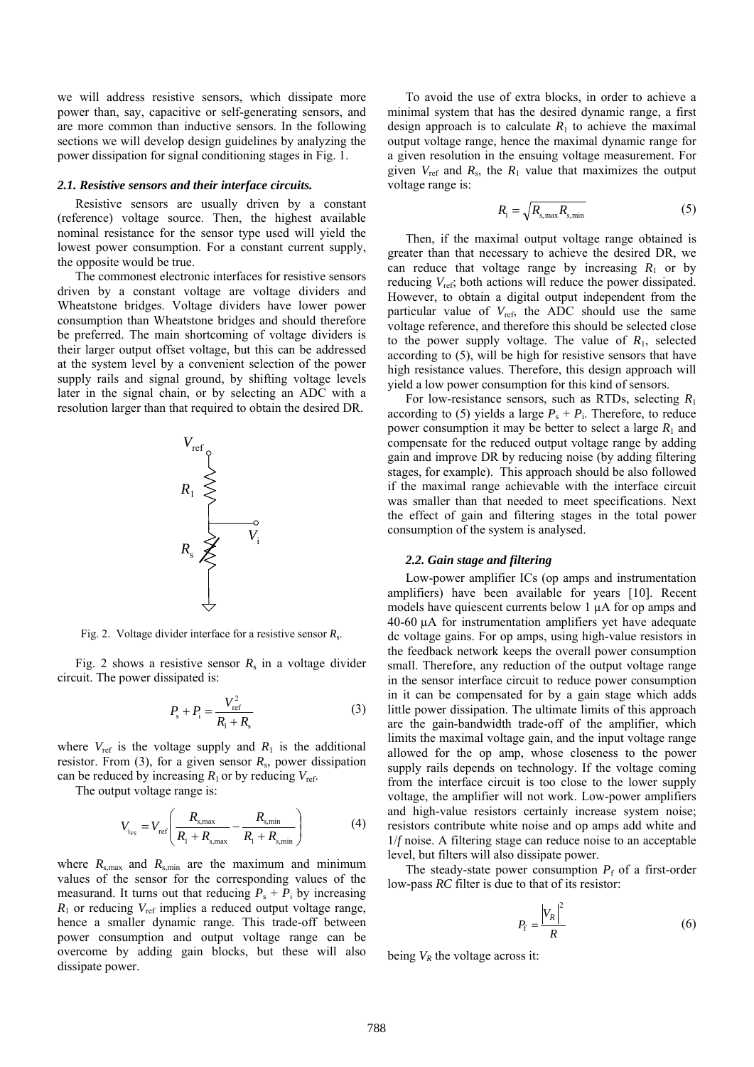we will address resistive sensors, which dissipate more power than, say, capacitive or self-generating sensors, and are more common than inductive sensors. In the following sections we will develop design guidelines by analyzing the power dissipation for signal conditioning stages in Fig. 1.

### *2.1. Resistive sensors and their interface circuits.*

Resistive sensors are usually driven by a constant (reference) voltage source. Then, the highest available nominal resistance for the sensor type used will yield the lowest power consumption. For a constant current supply, the opposite would be true.

The commonest electronic interfaces for resistive sensors driven by a constant voltage are voltage dividers and Wheatstone bridges. Voltage dividers have lower power consumption than Wheatstone bridges and should therefore be preferred. The main shortcoming of voltage dividers is their larger output offset voltage, but this can be addressed at the system level by a convenient selection of the power supply rails and signal ground, by shifting voltage levels later in the signal chain, or by selecting an ADC with a resolution larger than that required to obtain the desired DR.

Fig. 2. Voltage divider interface for a resistive sensor $R_s$.

Fig. 2 shows a resistive sensor $R_s$ in a voltage divider circuit. The power dissipated is:

$$P_s + P_i = \frac{V_{ref}^2}{R_1 + R_s} \tag{3}$$

where $V_{ref}$ is the voltage supply and $R_1$ is the additional resistor. From (3), for a given sensor $R_s$, power dissipation can be reduced by increasing $R_1$ or by reducing $V_{ref}$.

The output voltage range is:

$$V_{i_{FS}} = V_{ref}\left(\frac{R_{s,max}}{R_1 + R_{s,max}} - \frac{R_{s,min}}{R_1 + R_{s,min}}\right) \tag{4}$$

where $R_{s,max}$ and $R_{s,min}$ are the maximum and minimum values of the sensor for the corresponding values of the measurand. It turns out that reducing $P_s + P_i$ by increasing $R_1$ or reducing $V_{ref}$ implies a reduced output voltage range, hence a smaller dynamic range. This trade-off between power consumption and output voltage range can be overcome by adding gain blocks, but these will also dissipate power.

To avoid the use of extra blocks, in order to achieve a minimal system that has the desired dynamic range, a first design approach is to calculate $R_1$ to achieve the maximal output voltage range, hence the maximal dynamic range for a given resolution in the ensuing voltage measurement. For given $V_{ref}$ and $R_s$, the $R_1$ value that maximizes the output voltage range is:

$$R_1 = \sqrt{R_{s,max} R_{s,min}} \tag{5}$$

Then, if the maximal output voltage range obtained is greater than that necessary to achieve the desired DR, we can reduce that voltage range by increasing $R_1$ or by reducing $V_{ref}$; both actions will reduce the power dissipated. However, to obtain a digital output independent from the particular value of $V_{ref}$, the ADC should use the same voltage reference, and therefore this should be selected close to the power supply voltage. The value of $R_1$, selected according to (5), will be high for resistive sensors that have high resistance values. Therefore, this design approach will yield a low power consumption for this kind of sensors.

For low-resistance sensors, such as RTDs, selecting $R_1$ according to (5) yields a large $P_s + P_i$. Therefore, to reduce power consumption it may be better to select a large $R_1$ and compensate for the reduced output voltage range by adding gain and improve DR by reducing noise (by adding filtering stages, for example). This approach should be also followed if the maximal range achievable with the interface circuit was smaller than that needed to meet specifications. Next the effect of gain and filtering stages in the total power consumption of the system is analysed.

### *2.2. Gain stage and filtering*

Low-power amplifier ICs (op amps and instrumentation amplifiers) have been available for years [10]. Recent models have quiescent currents below 1 µA for op amps and 40-60 µA for instrumentation amplifiers yet have adequate dc voltage gains. For op amps, using high-value resistors in the feedback network keeps the overall power consumption small. Therefore, any reduction of the output voltage range in the sensor interface circuit to reduce power consumption in it can be compensated for by a gain stage which adds little power dissipation. The ultimate limits of this approach are the gain-bandwidth trade-off of the amplifier, which limits the maximal voltage gain, and the input voltage range allowed for the op amp, whose closeness to the power supply rails depends on technology. If the voltage coming from the interface circuit is too close to the lower supply voltage, the amplifier will not work. Low-power amplifiers and high-value resistors certainly increase system noise; resistors contribute white noise and op amps add white and $1/f$ noise. A filtering stage can reduce noise to an acceptable level, but filters will also dissipate power.

The steady-state power consumption $P_f$ of a first-order low-pass *RC* filter is due to that of its resistor:

$$P_f = \frac{|V_R|^2}{R} \tag{6}$$

being $V_R$ the voltage across it: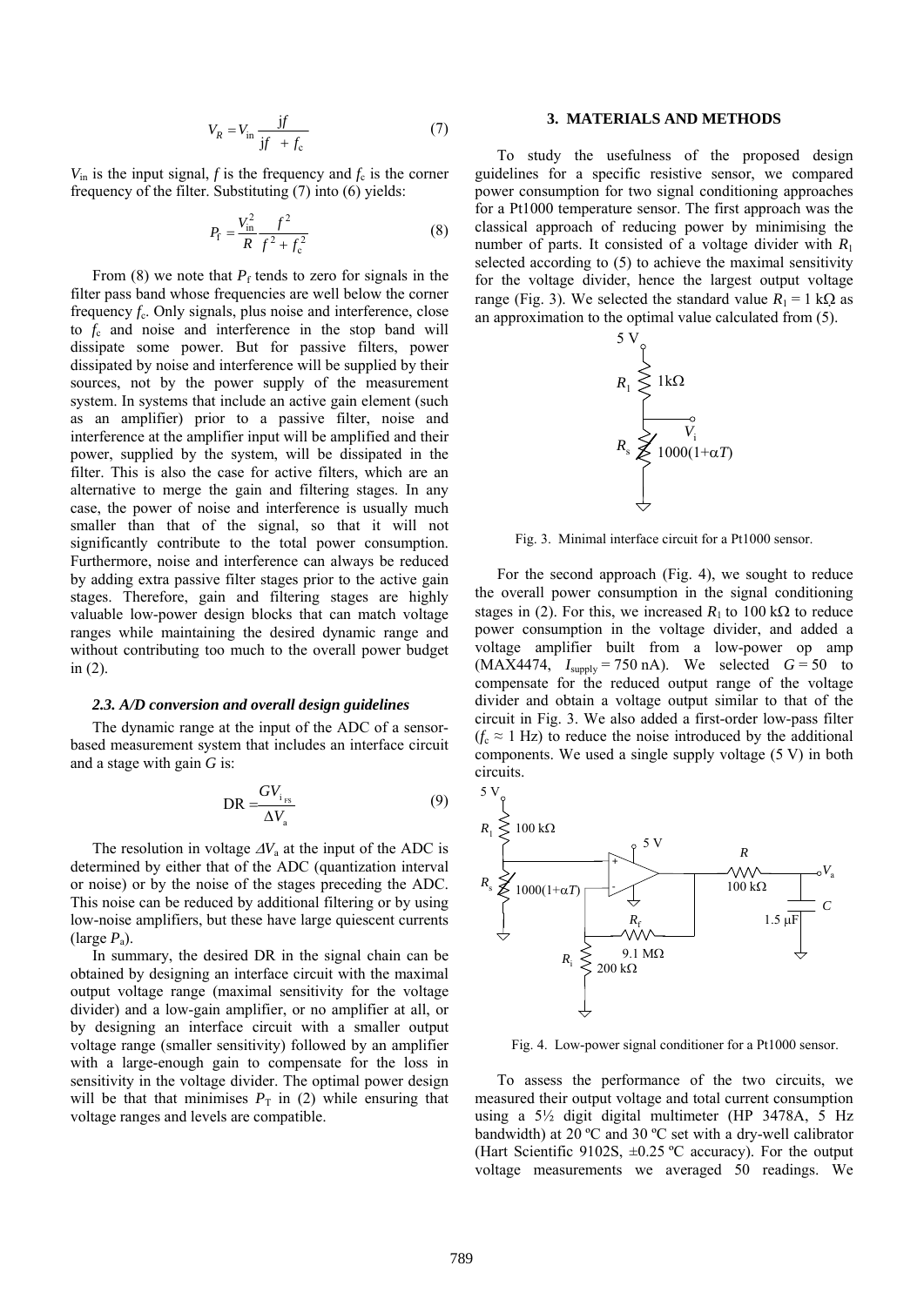$$V_R = V_{in} \frac{jf}{jf + f_c} \tag{7}$$

$V_{in}$ is the input signal, $f$ is the frequency and $f_c$ is the corner frequency of the filter. Substituting (7) into (6) yields:

$$P_f = \frac{V_{in}^2}{R} \frac{f^2}{f^2 + f_c^2} \tag{8}$$

From (8) we note that $P_f$ tends to zero for signals in the filter pass band whose frequencies are well below the corner frequency $f_c$. Only signals, plus noise and interference, close to $f_c$ and noise and interference in the stop band will dissipate some power. But for passive filters, power dissipated by noise and interference will be supplied by their sources, not by the power supply of the measurement system. In systems that include an active gain element (such as an amplifier) prior to a passive filter, noise and interference at the amplifier input will be amplified and their power, supplied by the system, will be dissipated in the filter. This is also the case for active filters, which are an alternative to merge the gain and filtering stages. In any case, the power of noise and interference is usually much smaller than that of the signal, so that it will not significantly contribute to the total power consumption. Furthermore, noise and interference can always be reduced by adding extra passive filter stages prior to the active gain stages. Therefore, gain and filtering stages are highly valuable low-power design blocks that can match voltage ranges while maintaining the desired dynamic range and without contributing too much to the overall power budget in (2).

### *2.3. A/D conversion and overall design guidelines*

The dynamic range at the input of the ADC of a sensor-based measurement system that includes an interface circuit and a stage with gain $G$ is:

$$\text{DR} = \frac{G V_{i_{FS}}}{\Delta V_a} \tag{9}$$

The resolution in voltage $\Delta V_a$ at the input of the ADC is determined by either that of the ADC (quantization interval or noise) or by the noise of the stages preceding the ADC. This noise can be reduced by additional filtering or by using low-noise amplifiers, but these have large quiescent currents (large $P_a$).

In summary, the desired DR in the signal chain can be obtained by designing an interface circuit with the maximal output voltage range (maximal sensitivity for the voltage divider) and a low-gain amplifier, or no amplifier at all, or by designing an interface circuit with a smaller output voltage range (smaller sensitivity) followed by an amplifier with a large-enough gain to compensate for the loss in sensitivity in the voltage divider. The optimal power design will be that that minimises $P_T$ in (2) while ensuring that voltage ranges and levels are compatible.

## 3. MATERIALS AND METHODS

To study the usefulness of the proposed design guidelines for a specific resistive sensor, we compared power consumption for two signal conditioning approaches for a Pt1000 temperature sensor. The first approach was the classical approach of reducing power by minimising the number of parts. It consisted of a voltage divider with $R_1$ selected according to (5) to achieve the maximal sensitivity for the voltage divider, hence the largest output voltage range (Fig. 3). We selected the standard value $R_1$ = 1 kΩ as an approximation to the optimal value calculated from (5).

Fig. 3. Minimal interface circuit for a Pt1000 sensor.

For the second approach (Fig. 4), we sought to reduce the overall power consumption in the signal conditioning stages in (2). For this, we increased $R_1$ to 100 kΩ to reduce power consumption in the voltage divider, and added a voltage amplifier built from a low-power op amp (MAX4474, $I_{supply}$ = 750 nA). We selected $G$ = 50 to compensate for the reduced output range of the voltage divider and obtain a voltage output similar to that of the circuit in Fig. 3. We also added a first-order low-pass filter ($f_c \approx$ 1 Hz) to reduce the noise introduced by the additional components. We used a single supply voltage (5 V) in both circuits.

Fig. 4. Low-power signal conditioner for a Pt1000 sensor.

To assess the performance of the two circuits, we measured their output voltage and total current consumption using a 5½ digit digital multimeter (HP 3478A, 5 Hz bandwidth) at 20 ºC and 30 ºC set with a dry-well calibrator (Hart Scientific 9102S, ±0.25 ºC accuracy). For the output voltage measurements we averaged 50 readings. We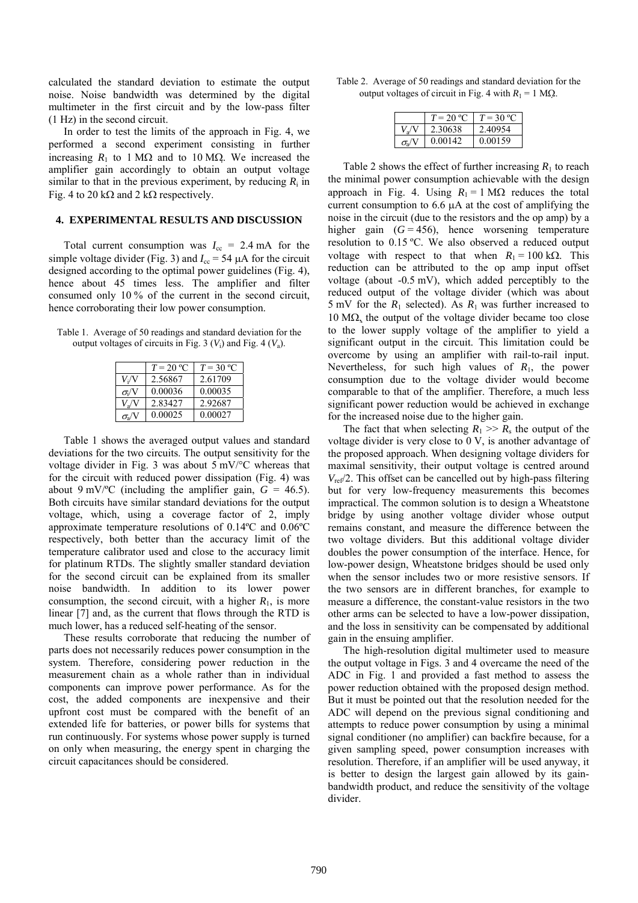calculated the standard deviation to estimate the output noise. Noise bandwidth was determined by the digital multimeter in the first circuit and by the low-pass filter (1 Hz) in the second circuit.

In order to test the limits of the approach in Fig. 4, we performed a second experiment consisting in further increasing $R_1$ to 1 MΩ and to 10 MΩ. We increased the amplifier gain accordingly to obtain an output voltage similar to that in the previous experiment, by reducing $R_i$ in Fig. 4 to 20 kΩ and 2 kΩ respectively.

## 4. EXPERIMENTAL RESULTS AND DISCUSSION

Total current consumption was $I_{cc}$ = 2.4 mA for the simple voltage divider (Fig. 3) and $I_{cc}$ = 54 μA for the circuit designed according to the optimal power guidelines (Fig. 4), hence about 45 times less. The amplifier and filter consumed only 10 % of the current in the second circuit, hence corroborating their low power consumption.

Table 1. Average of 50 readings and standard deviation for the output voltages of circuits in Fig. 3 ($V_i$) and Fig. 4 ($V_a$).

| | $T$ = 20 ºC | $T$ = 30 ºC |
|---|---|---|
| $V_i$/V | 2.56867 | 2.61709 |
| $\sigma_i$/V | 0.00036 | 0.00035 |
| $V_a$/V | 2.83427 | 2.92687 |
| $\sigma_a$/V | 0.00025 | 0.00027 |

Table 1 shows the averaged output values and standard deviations for the two circuits. The output sensitivity for the voltage divider in Fig. 3 was about 5 mV/°C whereas that for the circuit with reduced power dissipation (Fig. 4) was about 9 mV/ºC (including the amplifier gain, $G$ = 46.5). Both circuits have similar standard deviations for the output voltage, which, using a coverage factor of 2, imply approximate temperature resolutions of 0.14ºC and 0.06ºC respectively, both better than the accuracy limit of the temperature calibrator used and close to the accuracy limit for platinum RTDs. The slightly smaller standard deviation for the second circuit can be explained from its smaller noise bandwidth. In addition to its lower power consumption, the second circuit, with a higher $R_1$, is more linear [7] and, as the current that flows through the RTD is much lower, has a reduced self-heating of the sensor.

These results corroborate that reducing the number of parts does not necessarily reduces power consumption in the system. Therefore, considering power reduction in the measurement chain as a whole rather than in individual components can improve power performance. As for the cost, the added components are inexpensive and their upfront cost must be compared with the benefit of an extended life for batteries, or power bills for systems that run continuously. For systems whose power supply is turned on only when measuring, the energy spent in charging the circuit capacitances should be considered.

Table 2. Average of 50 readings and standard deviation for the output voltages of circuit in Fig. 4 with $R_1$ = 1 MΩ.

| | $T$ = 20 ºC | $T$ = 30 ºC |
|---|---|---|
| $V_a$/V | 2.30638 | 2.40954 |
| $\sigma_a$/V | 0.00142 | 0.00159 |

Table 2 shows the effect of further increasing $R_1$ to reach the minimal power consumption achievable with the design approach in Fig. 4. Using $R_1$ = 1 MΩ reduces the total current consumption to 6.6 μA at the cost of amplifying the noise in the circuit (due to the resistors and the op amp) by a higher gain ($G$ = 456), hence worsening temperature resolution to 0.15 ºC. We also observed a reduced output voltage with respect to when $R_1$ = 100 kΩ. This reduction can be attributed to the op amp input offset voltage (about -0.5 mV), which added perceptibly to the reduced output of the voltage divider (which was about 5 mV for the $R_1$ selected). As $R_1$ was further increased to 10 MΩ, the output of the voltage divider became too close to the lower supply voltage of the amplifier to yield a significant output in the circuit. This limitation could be overcome by using an amplifier with rail-to-rail input. Nevertheless, for such high values of $R_1$, the power consumption due to the voltage divider would become comparable to that of the amplifier. Therefore, a much less significant power reduction would be achieved in exchange for the increased noise due to the higher gain.

The fact that when selecting $R_1 >> R_s$ the output of the voltage divider is very close to 0 V, is another advantage of the proposed approach. When designing voltage dividers for maximal sensitivity, their output voltage is centred around $V_{ref}/2$. This offset can be cancelled out by high-pass filtering but for very low-frequency measurements this becomes impractical. The common solution is to design a Wheatstone bridge by using another voltage divider whose output remains constant, and measure the difference between the two voltage dividers. But this additional voltage divider doubles the power consumption of the interface. Hence, for low-power design, Wheatstone bridges should be used only when the sensor includes two or more resistive sensors. If the two sensors are in different branches, for example to measure a difference, the constant-value resistors in the two other arms can be selected to have a low-power dissipation, and the loss in sensitivity can be compensated by additional gain in the ensuing amplifier.

The high-resolution digital multimeter used to measure the output voltage in Figs. 3 and 4 overcame the need of the ADC in Fig. 1 and provided a fast method to assess the power reduction obtained with the proposed design method. But it must be pointed out that the resolution needed for the ADC will depend on the previous signal conditioning and attempts to reduce power consumption by using a minimal signal conditioner (no amplifier) can backfire because, for a given sampling speed, power consumption increases with resolution. Therefore, if an amplifier will be used anyway, it is better to design the largest gain allowed by its gain-bandwidth product, and reduce the sensitivity of the voltage divider.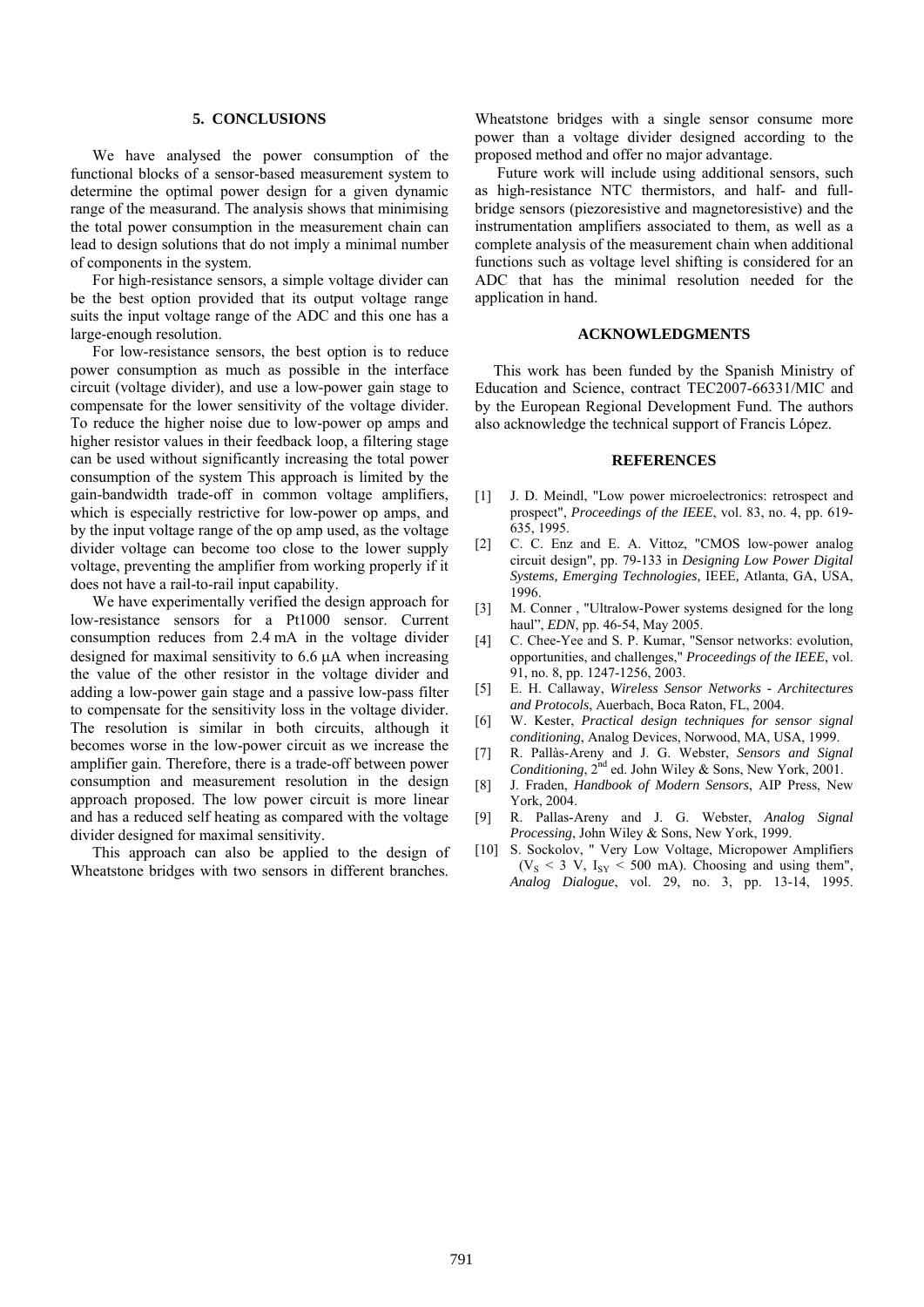## 5. CONCLUSIONS

We have analysed the power consumption of the functional blocks of a sensor-based measurement system to determine the optimal power design for a given dynamic range of the measurand. The analysis shows that minimising the total power consumption in the measurement chain can lead to design solutions that do not imply a minimal number of components in the system.

For high-resistance sensors, a simple voltage divider can be the best option provided that its output voltage range suits the input voltage range of the ADC and this one has a large-enough resolution.

For low-resistance sensors, the best option is to reduce power consumption as much as possible in the interface circuit (voltage divider), and use a low-power gain stage to compensate for the lower sensitivity of the voltage divider. To reduce the higher noise due to low-power op amps and higher resistor values in their feedback loop, a filtering stage can be used without significantly increasing the total power consumption of the system This approach is limited by the gain-bandwidth trade-off in common voltage amplifiers, which is especially restrictive for low-power op amps, and by the input voltage range of the op amp used, as the voltage divider voltage can become too close to the lower supply voltage, preventing the amplifier from working properly if it does not have a rail-to-rail input capability.

We have experimentally verified the design approach for low-resistance sensors for a Pt1000 sensor. Current consumption reduces from 2.4 mA in the voltage divider designed for maximal sensitivity to 6.6 μA when increasing the value of the other resistor in the voltage divider and adding a low-power gain stage and a passive low-pass filter to compensate for the sensitivity loss in the voltage divider. The resolution is similar in both circuits, although it becomes worse in the low-power circuit as we increase the amplifier gain. Therefore, there is a trade-off between power consumption and measurement resolution in the design approach proposed. The low power circuit is more linear and has a reduced self heating as compared with the voltage divider designed for maximal sensitivity.

This approach can also be applied to the design of Wheatstone bridges with two sensors in different branches. Wheatstone bridges with a single sensor consume more power than a voltage divider designed according to the proposed method and offer no major advantage.

Future work will include using additional sensors, such as high-resistance NTC thermistors, and half- and full-bridge sensors (piezoresistive and magnetoresistive) and the instrumentation amplifiers associated to them, as well as a complete analysis of the measurement chain when additional functions such as voltage level shifting is considered for an ADC that has the minimal resolution needed for the application in hand.

## ACKNOWLEDGMENTS

This work has been funded by the Spanish Ministry of Education and Science, contract TEC2007-66331/MIC and by the European Regional Development Fund. The authors also acknowledge the technical support of Francis López.

## REFERENCES

[1] J. D. Meindl, "Low power microelectronics: retrospect and prospect", *Proceedings of the IEEE*, vol. 83, no. 4, pp. 619-635, 1995.

[2] C. C. Enz and E. A. Vittoz, "CMOS low-power analog circuit design", pp. 79-133 in *Designing Low Power Digital Systems, Emerging Technologies,* IEEE, Atlanta, GA, USA, 1996.

[3] M. Conner , "Ultralow-Power systems designed for the long haul", *EDN*, pp. 46-54, May 2005.

[4] C. Chee-Yee and S. P. Kumar, "Sensor networks: evolution, opportunities, and challenges," *Proceedings of the IEEE*, vol. 91, no. 8, pp. 1247-1256, 2003.

[5] E. H. Callaway, *Wireless Sensor Networks - Architectures and Protocols*, Auerbach, Boca Raton, FL, 2004.

[6] W. Kester, *Practical design techniques for sensor signal conditioning*, Analog Devices, Norwood, MA, USA, 1999.

[7] R. Pallàs-Areny and J. G. Webster, *Sensors and Signal Conditioning*, 2nd ed. John Wiley & Sons, New York, 2001.

[8] J. Fraden, *Handbook of Modern Sensors*, AIP Press, New York, 2004.

[9] R. Pallas-Areny and J. G. Webster, *Analog Signal Processing*, John Wiley & Sons, New York, 1999.

[10] S. Sockolov, " Very Low Voltage, Micropower Amplifiers ($V_S$ < 3 V, $I_{SY}$ < 500 mA). Choosing and using them", *Analog Dialogue*, vol. 29, no. 3, pp. 13-14, 1995.